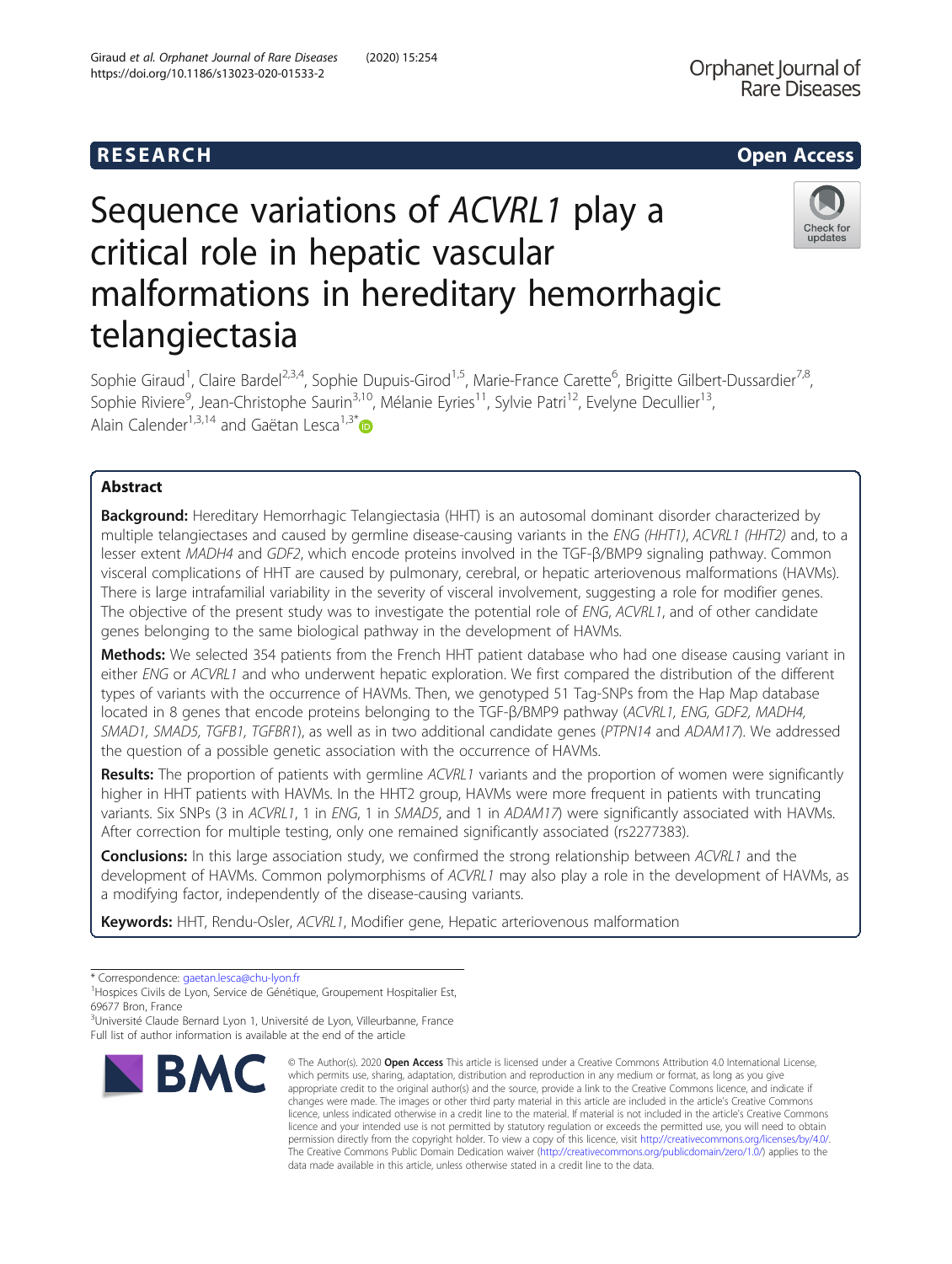RESEARCH

Open Access

# Sequence variations of *ACVRL1* play a critical role in hepatic vascular malformations in hereditary hemorrhagic telangiectasia

Sophie Giraud[1], Claire Bardel[2,3,4], Sophie Dupuis-Girod[1,5], Marie-France Carette[6], Brigitte Gilbert-Dussardier[7,8], Sophie Riviere[9], Jean-Christophe Saurin[3,10], Mélanie Eyries[11], Sylvie Patri[12], Evelyne Decullier[13], Alain Calender[1,3,14] and Gaëtan Lesca[1,3*]

## Abstract

**Background:** Hereditary Hemorrhagic Telangiectasia (HHT) is an autosomal dominant disorder characterized by multiple telangiectases and caused by germline disease-causing variants in the *ENG (HHT1)*, *ACVRL1 (HHT2)* and, to a lesser extent *MADH4* and *GDF2*, which encode proteins involved in the TGF-β/BMP9 signaling pathway. Common visceral complications of HHT are caused by pulmonary, cerebral, or hepatic arteriovenous malformations (HAVMs). There is large intrafamilial variability in the severity of visceral involvement, suggesting a role for modifier genes. The objective of the present study was to investigate the potential role of *ENG*, *ACVRL1*, and of other candidate genes belonging to the same biological pathway in the development of HAVMs.

**Methods:** We selected 354 patients from the French HHT patient database who had one disease causing variant in either *ENG* or *ACVRL1* and who underwent hepatic exploration. We first compared the distribution of the different types of variants with the occurrence of HAVMs. Then, we genotyped 51 Tag-SNPs from the Hap Map database located in 8 genes that encode proteins belonging to the TGF-β/BMP9 pathway (*ACVRL1, ENG, GDF2, MADH4, SMAD1, SMAD5, TGFB1, TGFBR1*), as well as in two additional candidate genes (*PTPN14* and *ADAM17*). We addressed the question of a possible genetic association with the occurrence of HAVMs.

**Results:** The proportion of patients with germline *ACVRL1* variants and the proportion of women were significantly higher in HHT patients with HAVMs. In the HHT2 group, HAVMs were more frequent in patients with truncating variants. Six SNPs (3 in *ACVRL1*, 1 in *ENG*, 1 in *SMAD5*, and 1 in *ADAM17*) were significantly associated with HAVMs. After correction for multiple testing, only one remained significantly associated (rs2277383).

**Conclusions:** In this large association study, we confirmed the strong relationship between *ACVRL1* and the development of HAVMs. Common polymorphisms of *ACVRL1* may also play a role in the development of HAVMs, as a modifying factor, independently of the disease-causing variants.

**Keywords:** HHT, Rendu-Osler, *ACVRL1*, Modifier gene, Hepatic arteriovenous malformation

* Correspondence: gaetan.lesca@chu-lyon.fr
[1]Hospices Civils de Lyon, Service de Génétique, Groupement Hospitalier Est, 69677 Bron, France
[3]Université Claude Bernard Lyon 1, Université de Lyon, Villeurbanne, France
Full list of author information is available at the end of the article

© The Author(s). 2020 **Open Access** This article is licensed under a Creative Commons Attribution 4.0 International License, which permits use, sharing, adaptation, distribution and reproduction in any medium or format, as long as you give appropriate credit to the original author(s) and the source, provide a link to the Creative Commons licence, and indicate if changes were made. The images or other third party material in this article are included in the article's Creative Commons licence, unless indicated otherwise in a credit line to the material. If material is not included in the article's Creative Commons licence and your intended use is not permitted by statutory regulation or exceeds the permitted use, you will need to obtain permission directly from the copyright holder. To view a copy of this licence, visit http://creativecommons.org/licenses/by/4.0/. The Creative Commons Public Domain Dedication waiver (http://creativecommons.org/publicdomain/zero/1.0/) applies to the data made available in this article, unless otherwise stated in a credit line to the data.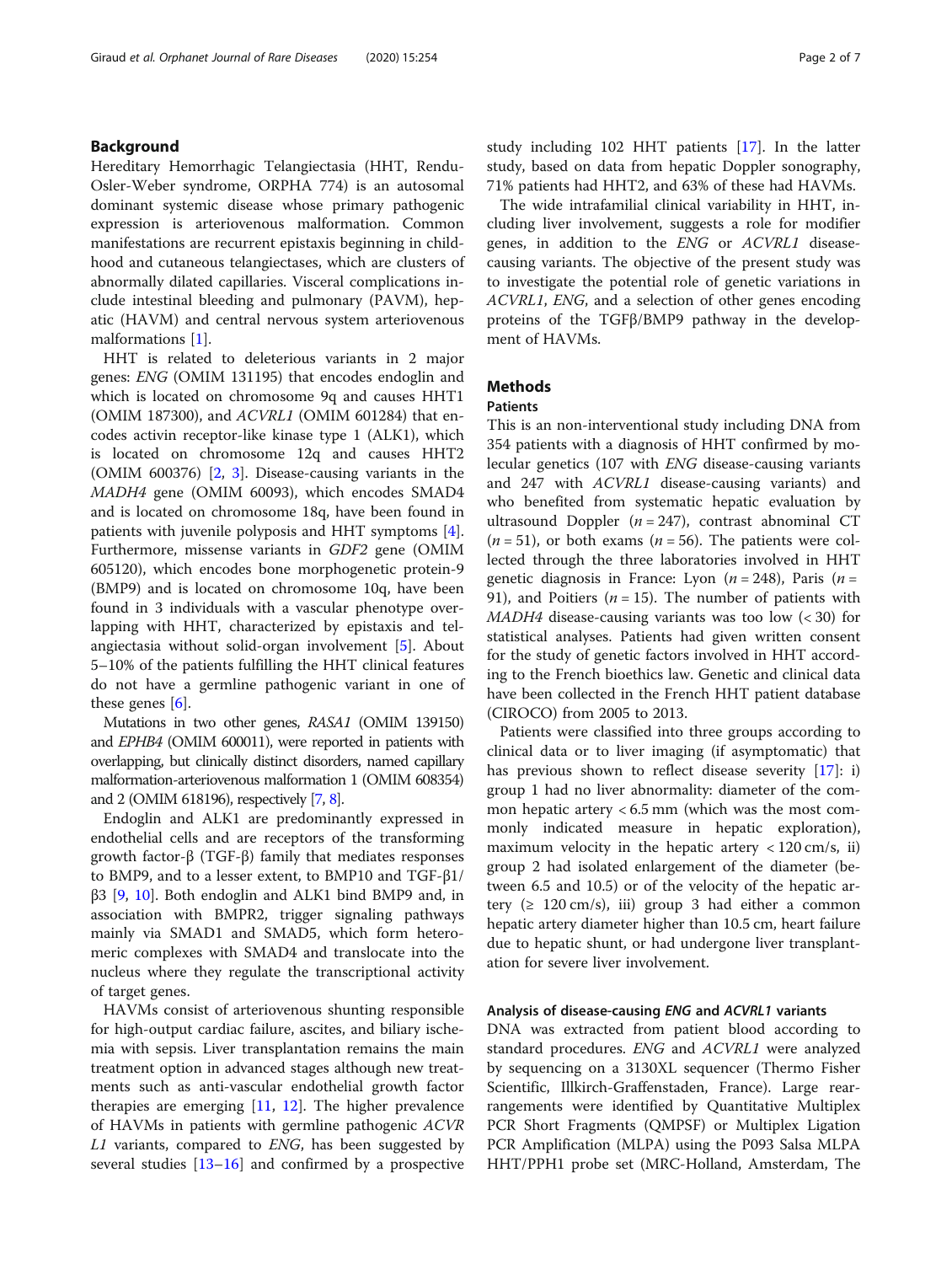## Background

Hereditary Hemorrhagic Telangiectasia (HHT, Rendu-Osler-Weber syndrome, ORPHA 774) is an autosomal dominant systemic disease whose primary pathogenic expression is arteriovenous malformation. Common manifestations are recurrent epistaxis beginning in childhood and cutaneous telangiectases, which are clusters of abnormally dilated capillaries. Visceral complications include intestinal bleeding and pulmonary (PAVM), hepatic (HAVM) and central nervous system arteriovenous malformations [1].

HHT is related to deleterious variants in 2 major genes: *ENG* (OMIM 131195) that encodes endoglin and which is located on chromosome 9q and causes HHT1 (OMIM 187300), and *ACVRL1* (OMIM 601284) that encodes activin receptor-like kinase type 1 (ALK1), which is located on chromosome 12q and causes HHT2 (OMIM 600376) [2, 3]. Disease-causing variants in the *MADH4* gene (OMIM 60093), which encodes SMAD4 and is located on chromosome 18q, have been found in patients with juvenile polyposis and HHT symptoms [4]. Furthermore, missense variants in *GDF2* gene (OMIM 605120), which encodes bone morphogenetic protein-9 (BMP9) and is located on chromosome 10q, have been found in 3 individuals with a vascular phenotype overlapping with HHT, characterized by epistaxis and telangiectasia without solid-organ involvement [5]. About 5–10% of the patients fulfilling the HHT clinical features do not have a germline pathogenic variant in one of these genes [6].

Mutations in two other genes, *RASA1* (OMIM 139150) and *EPHB4* (OMIM 600011), were reported in patients with overlapping, but clinically distinct disorders, named capillary malformation-arteriovenous malformation 1 (OMIM 608354) and 2 (OMIM 618196), respectively [7, 8].

Endoglin and ALK1 are predominantly expressed in endothelial cells and are receptors of the transforming growth factor-β (TGF-β) family that mediates responses to BMP9, and to a lesser extent, to BMP10 and TGF-β1/β3 [9, 10]. Both endoglin and ALK1 bind BMP9 and, in association with BMPR2, trigger signaling pathways mainly via SMAD1 and SMAD5, which form heteromeric complexes with SMAD4 and translocate into the nucleus where they regulate the transcriptional activity of target genes.

HAVMs consist of arteriovenous shunting responsible for high-output cardiac failure, ascites, and biliary ischemia with sepsis. Liver transplantation remains the main treatment option in advanced stages although new treatments such as anti-vascular endothelial growth factor therapies are emerging [11, 12]. The higher prevalence of HAVMs in patients with germline pathogenic *ACVRL1* variants, compared to *ENG*, has been suggested by several studies [13–16] and confirmed by a prospective study including 102 HHT patients [17]. In the latter study, based on data from hepatic Doppler sonography, 71% patients had HHT2, and 63% of these had HAVMs.

The wide intrafamilial clinical variability in HHT, including liver involvement, suggests a role for modifier genes, in addition to the *ENG* or *ACVRL1* disease-causing variants. The objective of the present study was to investigate the potential role of genetic variations in *ACVRL1*, *ENG*, and a selection of other genes encoding proteins of the TGFβ/BMP9 pathway in the development of HAVMs.

## Methods

### Patients

This is an non-interventional study including DNA from 354 patients with a diagnosis of HHT confirmed by molecular genetics (107 with *ENG* disease-causing variants and 247 with *ACVRL1* disease-causing variants) and who benefited from systematic hepatic evaluation by ultrasound Doppler ($n = 247$), contrast abnominal CT ($n = 51$), or both exams ($n = 56$). The patients were collected through the three laboratories involved in HHT genetic diagnosis in France: Lyon ($n = 248$), Paris ($n = 91$), and Poitiers ($n = 15$). The number of patients with *MADH4* disease-causing variants was too low (< 30) for statistical analyses. Patients had given written consent for the study of genetic factors involved in HHT according to the French bioethics law. Genetic and clinical data have been collected in the French HHT patient database (CIROCO) from 2005 to 2013.

Patients were classified into three groups according to clinical data or to liver imaging (if asymptomatic) that has previous shown to reflect disease severity [17]: i) group 1 had no liver abnormality: diameter of the common hepatic artery < 6.5 mm (which was the most commonly indicated measure in hepatic exploration), maximum velocity in the hepatic artery < 120 cm/s, ii) group 2 had isolated enlargement of the diameter (between 6.5 and 10.5) or of the velocity of the hepatic artery (≥ 120 cm/s), iii) group 3 had either a common hepatic artery diameter higher than 10.5 cm, heart failure due to hepatic shunt, or had undergone liver transplantation for severe liver involvement.

### Analysis of disease-causing *ENG* and *ACVRL1* variants

DNA was extracted from patient blood according to standard procedures. *ENG* and *ACVRL1* were analyzed by sequencing on a 3130XL sequencer (Thermo Fisher Scientific, Illkirch-Graffenstaden, France). Large rearrangements were identified by Quantitative Multiplex PCR Short Fragments (QMPSF) or Multiplex Ligation PCR Amplification (MLPA) using the P093 Salsa MLPA HHT/PPH1 probe set (MRC-Holland, Amsterdam, The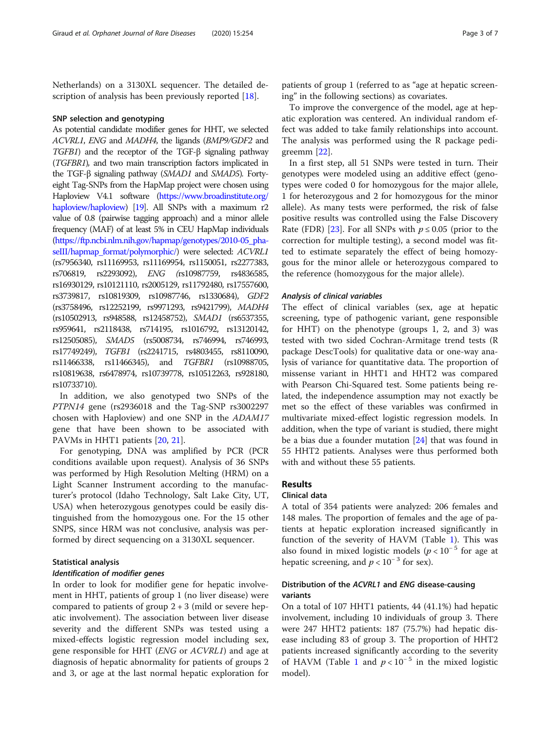Netherlands) on a 3130XL sequencer. The detailed description of analysis has been previously reported [18].

### SNP selection and genotyping

As potential candidate modifier genes for HHT, we selected *ACVRL1*, *ENG* and *MADH4*, the ligands (*BMP9/GDF2* and *TGFB1*) and the receptor of the TGF-β signaling pathway (*TGFBR1*), and two main transcription factors implicated in the TGF-β signaling pathway (*SMAD1* and *SMAD5*). Forty-eight Tag-SNPs from the HapMap project were chosen using Haploview V4.1 software (https://www.broadinstitute.org/haploview/haploview) [19]. All SNPs with a maximum r2 value of 0.8 (pairwise tagging approach) and a minor allele frequency (MAF) of at least 5% in CEU HapMap individuals (https://ftp.ncbi.nlm.nih.gov/hapmap/genotypes/2010-05_phaseIII/hapmap_format/polymorphic/) were selected: *ACVRL1* (rs7956340, rs11169953, rs11169954, rs1150051, rs2277383, rs706819, rs2293092), *ENG* (rs10987759, rs4836585, rs16930129, rs10121110, rs2005129, rs11792480, rs17557600, rs3739817, rs10819309, rs10987746, rs1330684), *GDF2* (rs3758496, rs12252199, rs9971293, rs9421799), *MADH4* (rs10502913, rs948588, rs12458752), *SMAD1* (rs6537355, rs959641, rs2118438, rs714195, rs1016792, rs13120142, rs12505085), *SMAD5* (rs5008734, rs746994, rs746993, rs17749249), *TGFB1* (rs2241715, rs4803455, rs8110090, rs11466338, rs11466345), and *TGFBR1* (rs10988705, rs10819638, rs6478974, rs10739778, rs10512263, rs928180, rs10733710).

In addition, we also genotyped two SNPs of the *PTPN14* gene (rs2936018 and the Tag-SNP rs3002297 chosen with Haploview) and one SNP in the *ADAM17* gene that have been shown to be associated with PAVMs in HHT1 patients [20, 21].

For genotyping, DNA was amplified by PCR (PCR conditions available upon request). Analysis of 36 SNPs was performed by High Resolution Melting (HRM) on a Light Scanner Instrument according to the manufacturer's protocol (Idaho Technology, Salt Lake City, UT, USA) when heterozygous genotypes could be easily distinguished from the homozygous one. For the 15 other SNPS, since HRM was not conclusive, analysis was performed by direct sequencing on a 3130XL sequencer.

### Statistical analysis

#### Identification of modifier genes

In order to look for modifier gene for hepatic involvement in HHT, patients of group 1 (no liver disease) were compared to patients of group 2 + 3 (mild or severe hepatic involvement). The association between liver disease severity and the different SNPs was tested using a mixed-effects logistic regression model including sex, gene responsible for HHT (*ENG* or *ACVRL1*) and age at diagnosis of hepatic abnormality for patients of groups 2 and 3, or age at the last normal hepatic exploration for patients of group 1 (referred to as "age at hepatic screening" in the following sections) as covariates.

To improve the convergence of the model, age at hepatic exploration was centered. An individual random effect was added to take family relationships into account. The analysis was performed using the R package pedigreemm [22].

In a first step, all 51 SNPs were tested in turn. Their genotypes were modeled using an additive effect (genotypes were coded 0 for homozygous for the major allele, 1 for heterozygous and 2 for homozygous for the minor allele). As many tests were performed, the risk of false positive results was controlled using the False Discovery Rate (FDR) [23]. For all SNPs with $p \leq 0.05$ (prior to the correction for multiple testing), a second model was fitted to estimate separately the effect of being homozygous for the minor allele or heterozygous compared to the reference (homozygous for the major allele).

#### Analysis of clinical variables

The effect of clinical variables (sex, age at hepatic screening, type of pathogenic variant, gene responsible for HHT) on the phenotype (groups 1, 2, and 3) was tested with two sided Cochran-Armitage trend tests (R package DescTools) for qualitative data or one-way analysis of variance for quantitative data. The proportion of missense variant in HHT1 and HHT2 was compared with Pearson Chi-Squared test. Some patients being related, the independence assumption may not exactly be met so the effect of these variables was confirmed in multivariate mixed-effect logistic regression models. In addition, when the type of variant is studied, there might be a bias due a founder mutation [24] that was found in 55 HHT2 patients. Analyses were thus performed both with and without these 55 patients.

## Results

### Clinical data

A total of 354 patients were analyzed: 206 females and 148 males. The proportion of females and the age of patients at hepatic exploration increased significantly in function of the severity of HAVM (Table 1). This was also found in mixed logistic models ($p < 10^{-5}$ for age at hepatic screening, and $p < 10^{-3}$ for sex).

### Distribution of the *ACVRL1* and *ENG* disease-causing variants

On a total of 107 HHT1 patients, 44 (41.1%) had hepatic involvement, including 10 individuals of group 3. There were 247 HHT2 patients: 187 (75.7%) had hepatic disease including 83 of group 3. The proportion of HHT2 patients increased significantly according to the severity of HAVM (Table 1 and $p < 10^{-5}$ in the mixed logistic model).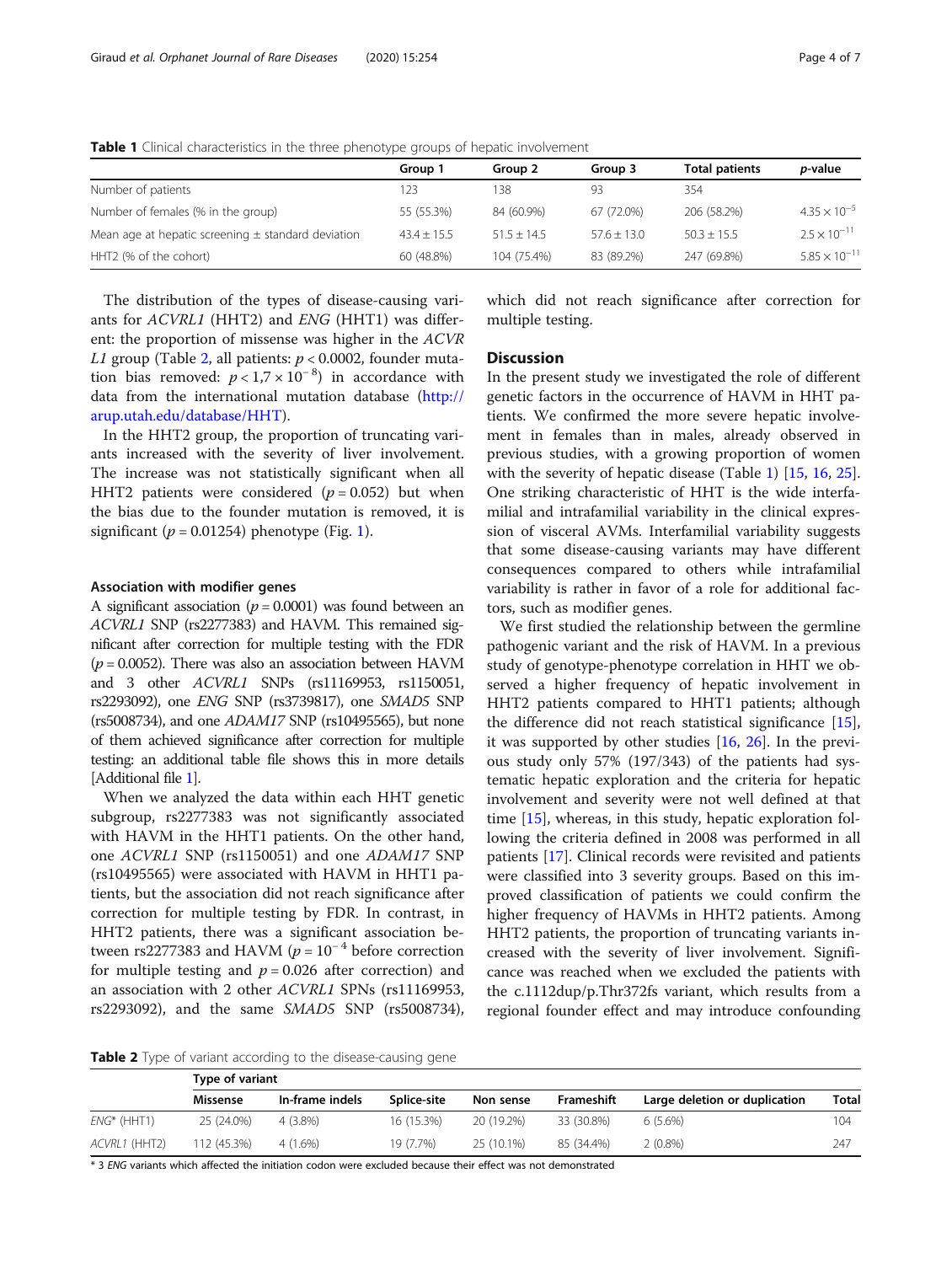**Table 1** Clinical characteristics in the three phenotype groups of hepatic involvement

| | Group 1 | Group 2 | Group 3 | Total patients | *p*-value |
|---|---|---|---|---|---|
| Number of patients | 123 | 138 | 93 | 354 | |
| Number of females (% in the group) | 55 (55.3%) | 84 (60.9%) | 67 (72.0%) | 206 (58.2%) | $4.35 \times 10^{-5}$ |
| Mean age at hepatic screening ± standard deviation | 43.4 ± 15.5 | 51.5 ± 14.5 | 57.6 ± 13.0 | 50.3 ± 15.5 | $2.5 \times 10^{-11}$ |
| HHT2 (% of the cohort) | 60 (48.8%) | 104 (75.4%) | 83 (89.2%) | 247 (69.8%) | $5.85 \times 10^{-11}$ |

The distribution of the types of disease-causing variants for *ACVRL1* (HHT2) and *ENG* (HHT1) was different: the proportion of missense was higher in the *ACVRL1* group (Table 2, all patients: $p < 0.0002$, founder mutation bias removed: $p < 1{,}7 \times 10^{-8}$) in accordance with data from the international mutation database (http://arup.utah.edu/database/HHT).

In the HHT2 group, the proportion of truncating variants increased with the severity of liver involvement. The increase was not statistically significant when all HHT2 patients were considered ($p = 0.052$) but when the bias due to the founder mutation is removed, it is significant ($p = 0.01254$) phenotype (Fig. 1).

### Association with modifier genes

A significant association ($p = 0.0001$) was found between an *ACVRL1* SNP (rs2277383) and HAVM. This remained significant after correction for multiple testing with the FDR ($p = 0.0052$). There was also an association between HAVM and 3 other *ACVRL1* SNPs (rs11169953, rs1150051, rs2293092), one *ENG* SNP (rs3739817), one *SMAD5* SNP (rs5008734), and one *ADAM17* SNP (rs10495565), but none of them achieved significance after correction for multiple testing: an additional table file shows this in more details [Additional file 1].

When we analyzed the data within each HHT genetic subgroup, rs2277383 was not significantly associated with HAVM in the HHT1 patients. On the other hand, one *ACVRL1* SNP (rs1150051) and one *ADAM17* SNP (rs10495565) were associated with HAVM in HHT1 patients, but the association did not reach significance after correction for multiple testing by FDR. In contrast, in HHT2 patients, there was a significant association between rs2277383 and HAVM ($p = 10^{-4}$ before correction for multiple testing and $p = 0.026$ after correction) and an association with 2 other *ACVRL1* SPNs (rs11169953, rs2293092), and the same *SMAD5* SNP (rs5008734), which did not reach significance after correction for multiple testing.

## Discussion

In the present study we investigated the role of different genetic factors in the occurrence of HAVM in HHT patients. We confirmed the more severe hepatic involvement in females than in males, already observed in previous studies, with a growing proportion of women with the severity of hepatic disease (Table 1) [15, 16, 25]. One striking characteristic of HHT is the wide interfamilial and intrafamilial variability in the clinical expression of visceral AVMs. Interfamilial variability suggests that some disease-causing variants may have different consequences compared to others while intrafamilial variability is rather in favor of a role for additional factors, such as modifier genes.

We first studied the relationship between the germline pathogenic variant and the risk of HAVM. In a previous study of genotype-phenotype correlation in HHT we observed a higher frequency of hepatic involvement in HHT2 patients compared to HHT1 patients; although the difference did not reach statistical significance [15], it was supported by other studies [16, 26]. In the previous study only 57% (197/343) of the patients had systematic hepatic exploration and the criteria for hepatic involvement and severity were not well defined at that time [15], whereas, in this study, hepatic exploration following the criteria defined in 2008 was performed in all patients [17]. Clinical records were revisited and patients were classified into 3 severity groups. Based on this improved classification of patients we could confirm the higher frequency of HAVMs in HHT2 patients. Among HHT2 patients, the proportion of truncating variants increased with the severity of liver involvement. Significance was reached when we excluded the patients with the c.1112dup/p.Thr372fs variant, which results from a regional founder effect and may introduce confounding

**Table 2** Type of variant according to the disease-causing gene

| | Type of variant | | | | | | |
|---|---|---|---|---|---|---|---|
| | Missense | In-frame indels | Splice-site | Non sense | Frameshift | Large deletion or duplication | Total |
| *ENG** (HHT1) | 25 (24.0%) | 4 (3.8%) | 16 (15.3%) | 20 (19.2%) | 33 (30.8%) | 6 (5.6%) | 104 |
| *ACVRL1* (HHT2) | 112 (45.3%) | 4 (1.6%) | 19 (7.7%) | 25 (10.1%) | 85 (34.4%) | 2 (0.8%) | 247 |

\* 3 *ENG* variants which affected the initiation codon were excluded because their effect was not demonstrated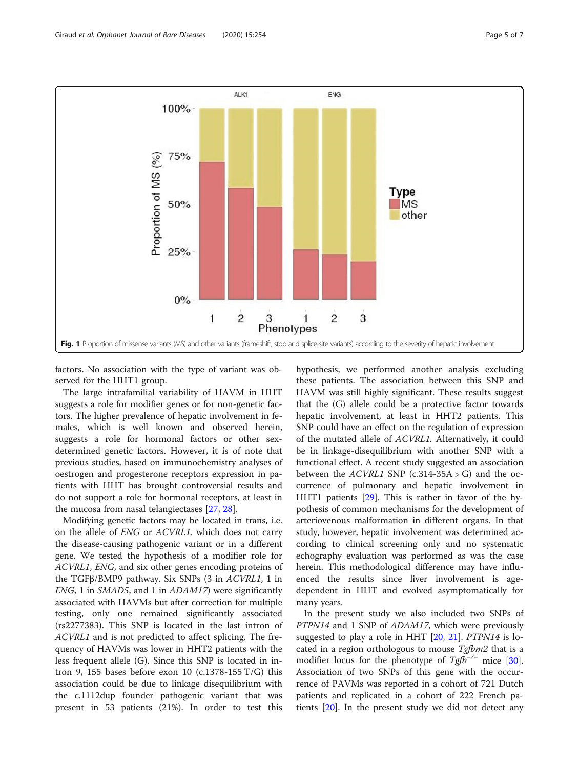Fig. 1 Proportion of missense variants (MS) and other variants (frameshift, stop and splice-site variants) according to the severity of hepatic involvement

factors. No association with the type of variant was observed for the HHT1 group.

The large intrafamilial variability of HAVM in HHT suggests a role for modifier genes or for non-genetic factors. The higher prevalence of hepatic involvement in females, which is well known and observed herein, suggests a role for hormonal factors or other sex-determined genetic factors. However, it is of note that previous studies, based on immunochemistry analyses of oestrogen and progesterone receptors expression in patients with HHT has brought controversial results and do not support a role for hormonal receptors, at least in the mucosa from nasal telangiectases [27, 28].

Modifying genetic factors may be located in trans, i.e. on the allele of *ENG* or *ACVRL1,* which does not carry the disease-causing pathogenic variant or in a different gene. We tested the hypothesis of a modifier role for *ACVRL1*, *ENG*, and six other genes encoding proteins of the TGFβ/BMP9 pathway. Six SNPs (3 in *ACVRL1*, 1 in *ENG*, 1 in *SMAD5*, and 1 in *ADAM17*) were significantly associated with HAVMs but after correction for multiple testing, only one remained significantly associated (rs2277383). This SNP is located in the last intron of *ACVRL1* and is not predicted to affect splicing. The frequency of HAVMs was lower in HHT2 patients with the less frequent allele (G). Since this SNP is located in intron 9, 155 bases before exon 10 (c.1378-155 T/G) this association could be due to linkage disequilibrium with the c.1112dup founder pathogenic variant that was present in 53 patients (21%). In order to test this hypothesis, we performed another analysis excluding these patients. The association between this SNP and HAVM was still highly significant. These results suggest that the (G) allele could be a protective factor towards hepatic involvement, at least in HHT2 patients. This SNP could have an effect on the regulation of expression of the mutated allele of *ACVRL1*. Alternatively, it could be in linkage-disequilibrium with another SNP with a functional effect. A recent study suggested an association between the *ACVRL1* SNP (c.314-35A > G) and the occurrence of pulmonary and hepatic involvement in HHT1 patients [29]. This is rather in favor of the hypothesis of common mechanisms for the development of arteriovenous malformation in different organs. In that study, however, hepatic involvement was determined according to clinical screening only and no systematic echography evaluation was performed as was the case herein. This methodological difference may have influenced the results since liver involvement is age-dependent in HHT and evolved asymptomatically for many years.

In the present study we also included two SNPs of *PTPN14* and 1 SNP of *ADAM17*, which were previously suggested to play a role in HHT [20, 21]. *PTPN14* is located in a region orthologous to mouse *Tgfbm2* that is a modifier locus for the phenotype of $Tgfb^{-/-}$ mice [30]. Association of two SNPs of this gene with the occurrence of PAVMs was reported in a cohort of 721 Dutch patients and replicated in a cohort of 222 French patients [20]. In the present study we did not detect any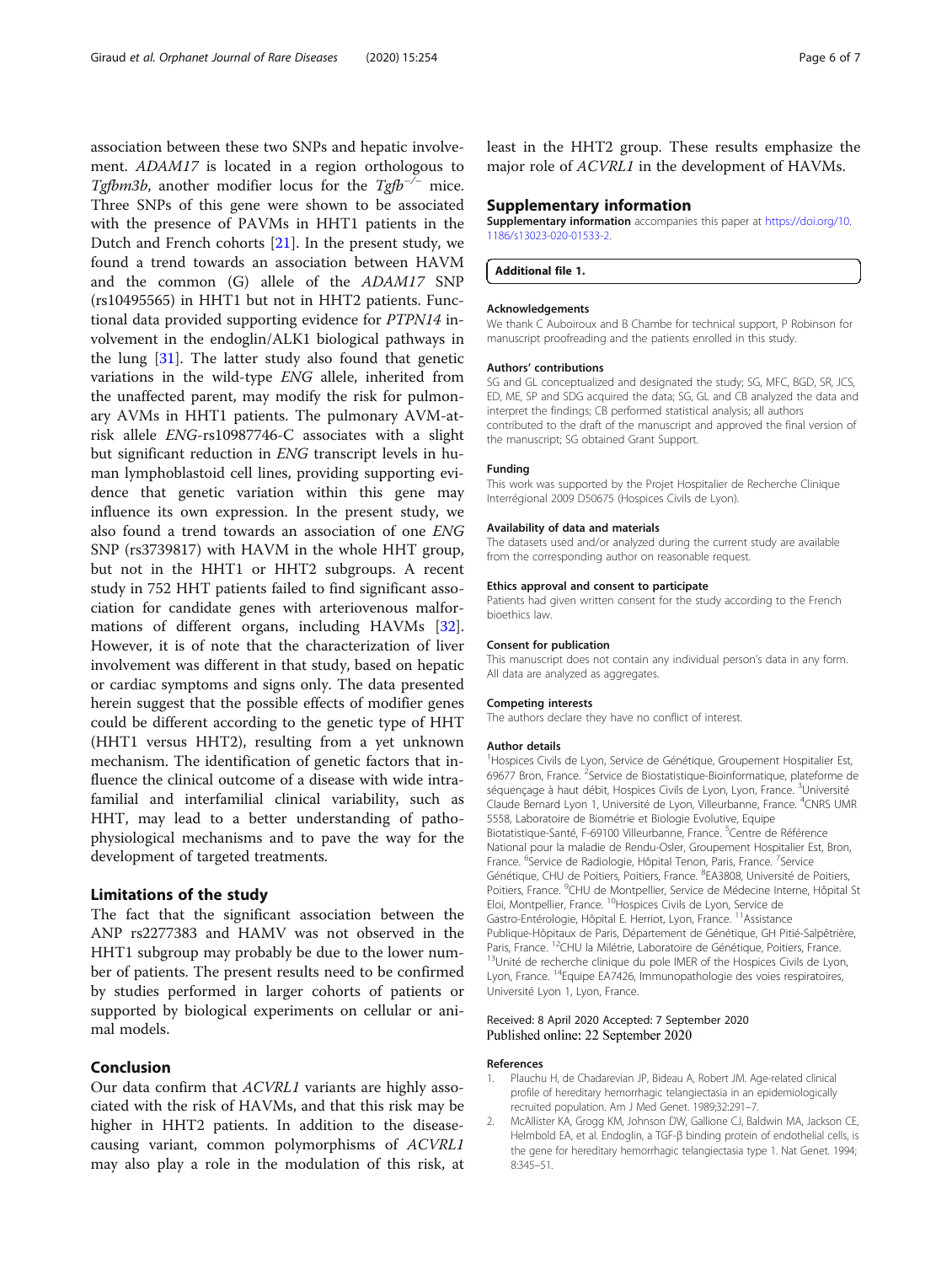association between these two SNPs and hepatic involvement. *ADAM17* is located in a region orthologous to *Tgfbm3b*, another modifier locus for the $Tgfb^{-/-}$ mice. Three SNPs of this gene were shown to be associated with the presence of PAVMs in HHT1 patients in the Dutch and French cohorts [21]. In the present study, we found a trend towards an association between HAVM and the common (G) allele of the *ADAM17* SNP (rs10495565) in HHT1 but not in HHT2 patients. Functional data provided supporting evidence for *PTPN14* involvement in the endoglin/ALK1 biological pathways in the lung [31]. The latter study also found that genetic variations in the wild-type *ENG* allele, inherited from the unaffected parent, may modify the risk for pulmonary AVMs in HHT1 patients. The pulmonary AVM-at-risk allele *ENG*-rs10987746-C associates with a slight but significant reduction in *ENG* transcript levels in human lymphoblastoid cell lines, providing supporting evidence that genetic variation within this gene may influence its own expression. In the present study, we also found a trend towards an association of one *ENG* SNP (rs3739817) with HAVM in the whole HHT group, but not in the HHT1 or HHT2 subgroups. A recent study in 752 HHT patients failed to find significant association for candidate genes with arteriovenous malformations of different organs, including HAVMs [32]. However, it is of note that the characterization of liver involvement was different in that study, based on hepatic or cardiac symptoms and signs only. The data presented herein suggest that the possible effects of modifier genes could be different according to the genetic type of HHT (HHT1 versus HHT2), resulting from a yet unknown mechanism. The identification of genetic factors that influence the clinical outcome of a disease with wide intrafamilial and interfamilial clinical variability, such as HHT, may lead to a better understanding of pathophysiological mechanisms and to pave the way for the development of targeted treatments.

## Limitations of the study

The fact that the significant association between the ANP rs2277383 and HAMV was not observed in the HHT1 subgroup may probably be due to the lower number of patients. The present results need to be confirmed by studies performed in larger cohorts of patients or supported by biological experiments on cellular or animal models.

## Conclusion

Our data confirm that *ACVRL1* variants are highly associated with the risk of HAVMs, and that this risk may be higher in HHT2 patients. In addition to the disease-causing variant, common polymorphisms of *ACVRL1* may also play a role in the modulation of this risk, at least in the HHT2 group. These results emphasize the major role of *ACVRL1* in the development of HAVMs.

## Supplementary information

**Supplementary information** accompanies this paper at https://doi.org/10.1186/s13023-020-01533-2.

**Additional file 1.**

#### Acknowledgements

We thank C Auboiroux and B Chambe for technical support, P Robinson for manuscript proofreading and the patients enrolled in this study.

#### Authors' contributions

SG and GL conceptualized and designated the study; SG, MFC, BGD, SR, JCS, ED, ME, SP and SDG acquired the data; SG, GL and CB analyzed the data and interpret the findings; CB performed statistical analysis; all authors contributed to the draft of the manuscript and approved the final version of the manuscript; SG obtained Grant Support.

#### Funding

This work was supported by the Projet Hospitalier de Recherche Clinique Interrégional 2009 D50675 (Hospices Civils de Lyon).

#### Availability of data and materials

The datasets used and/or analyzed during the current study are available from the corresponding author on reasonable request.

#### Ethics approval and consent to participate

Patients had given written consent for the study according to the French bioethics law.

#### Consent for publication

This manuscript does not contain any individual person's data in any form. All data are analyzed as aggregates.

#### Competing interests

The authors declare they have no conflict of interest.

#### Author details

[1]Hospices Civils de Lyon, Service de Génétique, Groupement Hospitalier Est, 69677 Bron, France. [2]Service de Biostatistique-Bioinformatique, plateforme de séquençage à haut débit, Hospices Civils de Lyon, Lyon, France. [3]Université Claude Bernard Lyon 1, Université de Lyon, Villeurbanne, France. [4]CNRS UMR 5558, Laboratoire de Biométrie et Biologie Evolutive, Equipe Biostatistique-Santé, F-69100 Villeurbanne, France. [5]Centre de Référence National pour la maladie de Rendu-Osler, Groupement Hospitalier Est, Bron, France. [6]Service de Radiologie, Hôpital Tenon, Paris, France. [7]Service Génétique, CHU de Poitiers, Poitiers, France. [8]EA3808, Université de Poitiers, Poitiers, France. [9]CHU de Montpellier, Service de Médecine Interne, Hôpital St Eloi, Montpellier, France. [10]Hospices Civils de Lyon, Service de Gastro-Entérologie, Hôpital E. Herriot, Lyon, France. [11]Assistance Publique-Hôpitaux de Paris, Département de Génétique, GH Pitié-Salpêtrière, Paris, France. [12]CHU la Milétrie, Laboratoire de Génétique, Poitiers, France. [13]Unité de recherche clinique du pole IMER of the Hospices Civils de Lyon, Lyon, France. [14]Equipe EA7426, Immunopathologie des voies respiratoires, Université Lyon 1, Lyon, France.

Received: 8 April 2020 Accepted: 7 September 2020
Published online: 22 September 2020

#### References

1. Plauchu H, de Chadarevian JP, Bideau A, Robert JM. Age-related clinical profile of hereditary hemorrhagic telangiectasia in an epidemiologically recruited population. Am J Med Genet. 1989;32:291–7.
2. McAllister KA, Grogg KM, Johnson DW, Gallione CJ, Baldwin MA, Jackson CE, Helmbold EA, et al. Endoglin, a TGF-β binding protein of endothelial cells, is the gene for hereditary hemorrhagic telangiectasia type 1. Nat Genet. 1994; 8:345–51.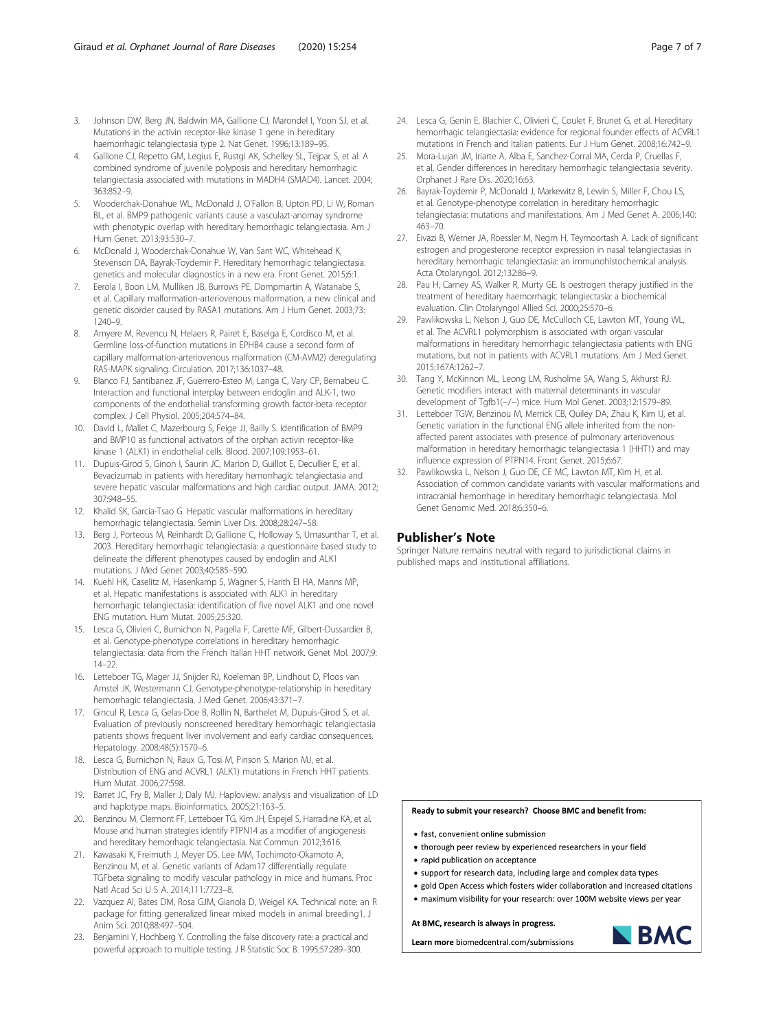3. Johnson DW, Berg JN, Baldwin MA, Gallione CJ, Marondel I, Yoon SJ, et al. Mutations in the activin receptor-like kinase 1 gene in hereditary haemorrhagic telangiectasia type 2. Nat Genet. 1996;13:189–95.
4. Gallione CJ, Repetto GM, Legius E, Rustgi AK, Schelley SL, Tejpar S, et al. A combined syndrome of juvenile polyposis and hereditary hemorrhagic telangiectasia associated with mutations in MADH4 (SMAD4). Lancet. 2004; 363:852–9.
5. Wooderchak-Donahue WL, McDonald J, O'Fallon B, Upton PD, Li W, Roman BL, et al. BMP9 pathogenic variants cause a vasculazt-anomay syndrome with phenotypic overlap with hereditary hemorrhagic telangiectasia. Am J Hum Genet. 2013;93:530–7.
6. McDonald J, Wooderchak-Donahue W, Van Sant WC, Whitehead K, Stevenson DA, Bayrak-Toydemir P. Hereditary hemorrhagic telangiectasia: genetics and molecular diagnostics in a new era. Front Genet. 2015;6:1.
7. Eerola I, Boon LM, Mulliken JB, Burrows PE, Dompmartin A, Watanabe S, et al. Capillary malformation-arteriovenous malformation, a new clinical and genetic disorder caused by RASA1 mutations. Am J Hum Genet. 2003;73: 1240–9.
8. Amyere M, Revencu N, Helaers R, Pairet E, Baselga E, Cordisco M, et al. Germline loss-of-function mutations in EPHB4 cause a second form of capillary malformation-arteriovenous malformation (CM-AVM2) deregulating RAS-MAPK signaling. Circulation. 2017;136:1037–48.
9. Blanco FJ, Santibanez JF, Guerrero-Esteo M, Langa C, Vary CP, Bernabeu C. Interaction and functional interplay between endoglin and ALK-1, two components of the endothelial transforming growth factor-beta receptor complex. J Cell Physiol. 2005;204:574–84.
10. David L, Mallet C, Mazerbourg S, Feige JJ, Bailly S. Identification of BMP9 and BMP10 as functional activators of the orphan activin receptor-like kinase 1 (ALK1) in endothelial cells. Blood. 2007;109:1953–61.
11. Dupuis-Girod S, Ginon I, Saurin JC, Marion D, Guillot E, Decullier E, et al. Bevacizumab in patients with hereditary hemorrhagic telangiectasia and severe hepatic vascular malformations and high cardiac output. JAMA. 2012; 307:948–55.
12. Khalid SK, Garcia-Tsao G. Hepatic vascular malformations in hereditary hemorrhagic telangiectasia. Semin Liver Dis. 2008;28:247–58.
13. Berg J, Porteous M, Reinhardt D, Gallione C, Holloway S, Umasunthar T, et al. 2003. Hereditary hemorrhagic telangiectasia: a questionnaire based study to delineate the different phenotypes caused by endoglin and ALK1 mutations. J Med Genet 2003;40:585–590.
14. Kuehl HK, Caselitz M, Hasenkamp S, Wagner S, Harith El HA, Manns MP, et al. Hepatic manifestations is associated with ALK1 in hereditary hemorrhagic telangiectasia: identification of five novel ALK1 and one novel ENG mutation. Hum Mutat. 2005;25:320.
15. Lesca G, Olivieri C, Burnichon N, Pagella F, Carette MF, Gilbert-Dussardier B, et al. Genotype-phenotype correlations in hereditary hemorrhagic telangiectasia: data from the French Italian HHT network. Genet Mol. 2007;9: 14–22.
16. Letteboer TG, Mager JJ, Snijder RJ, Koeleman BP, Lindhout D, Ploos van Amstel JK, Westermann CJ. Genotype-phenotype-relationship in hereditary hemorrhagic telangiectasia. J Med Genet. 2006;43:371–7.
17. Gincul R, Lesca G, Gelas-Doe B, Rollin N, Barthelet M, Dupuis-Girod S, et al. Evaluation of previously nonscreened hereditary hemorrhagic telangiectasia patients shows frequent liver involvement and early cardiac consequences. Hepatology. 2008;48(5):1570–6.
18. Lesca G, Burnichon N, Raux G, Tosi M, Pinson S, Marion MJ, et al. Distribution of ENG and ACVRL1 (ALK1) mutations in French HHT patients. Hum Mutat. 2006;27:598.
19. Barret JC, Fry B, Maller J, Daly MJ. Haploview: analysis and visualization of LD and haplotype maps. Bioinformatics. 2005;21:163–5.
20. Benzinou M, Clermont FF, Letteboer TG, Kim JH, Espejel S, Harradine KA, et al. Mouse and human strategies identify PTPN14 as a modifier of angiogenesis and hereditary hemorrhagic telangiectasia. Nat Commun. 2012;3:616.
21. Kawasaki K, Freimuth J, Meyer DS, Lee MM, Tochimoto-Okamoto A, Benzinou M, et al. Genetic variants of Adam17 differentially regulate TGFbeta signaling to modify vascular pathology in mice and humans. Proc Natl Acad Sci U S A. 2014;111:7723–8.
22. Vazquez AI, Bates DM, Rosa GJM, Gianola D, Weigel KA. Technical note: an R package for fitting generalized linear mixed models in animal breeding1. J Anim Sci. 2010;88:497–504.
23. Benjamini Y, Hochberg Y. Controlling the false discovery rate: a practical and powerful approach to multiple testing. J R Statistic Soc B. 1995;57:289–300.
24. Lesca G, Genin E, Blachier C, Olivieri C, Coulet F, Brunet G, et al. Hereditary hemorrhagic telangiectasia: evidence for regional founder effects of ACVRL1 mutations in French and Italian patients. Eur J Hum Genet. 2008;16:742–9.
25. Mora-Lujan JM, Iriarte A, Alba E, Sanchez-Corral MA, Cerda P, Cruellas F, et al. Gender differences in hereditary hemorrhagic telangiectasia severity. Orphanet J Rare Dis. 2020;16:63.
26. Bayrak-Toydemir P, McDonald J, Markewitz B, Lewin S, Miller F, Chou LS, et al. Genotype-phenotype correlation in hereditary hemorrhagic telangiectasia: mutations and manifestations. Am J Med Genet A. 2006;140: 463–70.
27. Eivazi B, Werner JA, Roessler M, Negm H, Teymoortash A. Lack of significant estrogen and progesterone receptor expression in nasal telangiectasias in hereditary hemorrhagic telangiectasia: an immunohistochemical analysis. Acta Otolaryngol. 2012;132:86–9.
28. Pau H, Carney AS, Walker R, Murty GE. Is oestrogen therapy justified in the treatment of hereditary haemorrhagic telangiectasia: a biochemical evaluation. Clin Otolaryngol Allied Sci. 2000;25:570–6.
29. Pawlikowska L, Nelson J, Guo DE, McCulloch CE, Lawton MT, Young WL, et al. The ACVRL1 polymorphism is associated with organ vascular malformations in hereditary hemorrhagic telangiectasia patients with ENG mutations, but not in patients with ACVRL1 mutations. Am J Med Genet. 2015;167A:1262–7.
30. Tang Y, McKinnon ML, Leong LM, Rusholme SA, Wang S, Akhurst RJ. Genetic modifiers interact with maternal determinants in vascular development of Tgfb1(−/−) mice. Hum Mol Genet. 2003;12:1579–89.
31. Letteboer TGW, Benzinou M, Merrick CB, Quiley DA, Zhau K, Kim IJ, et al. Genetic variation in the functional ENG allele inherited from the non-affected parent associates with presence of pulmonary arteriovenous malformation in hereditary hemorrhagic telangiectasia 1 (HHT1) and may influence expression of PTPN14. Front Genet. 2015;6:67.
32. Pawlikowska L, Nelson J, Guo DE, CE MC, Lawton MT, Kim H, et al. Association of common candidate variants with vascular malformations and intracranial hemorrhage in hereditary hemorrhagic telangiectasia. Mol Genet Genomic Med. 2018;6:350–6.

## Publisher's Note

Springer Nature remains neutral with regard to jurisdictional claims in published maps and institutional affiliations.

**Ready to submit your research? Choose BMC and benefit from:**

- fast, convenient online submission
- thorough peer review by experienced researchers in your field
- rapid publication on acceptance
- support for research data, including large and complex data types
- gold Open Access which fosters wider collaboration and increased citations
- maximum visibility for your research: over 100M website views per year

**At BMC, research is always in progress.**

**Learn more** biomedcentral.com/submissions

BMC